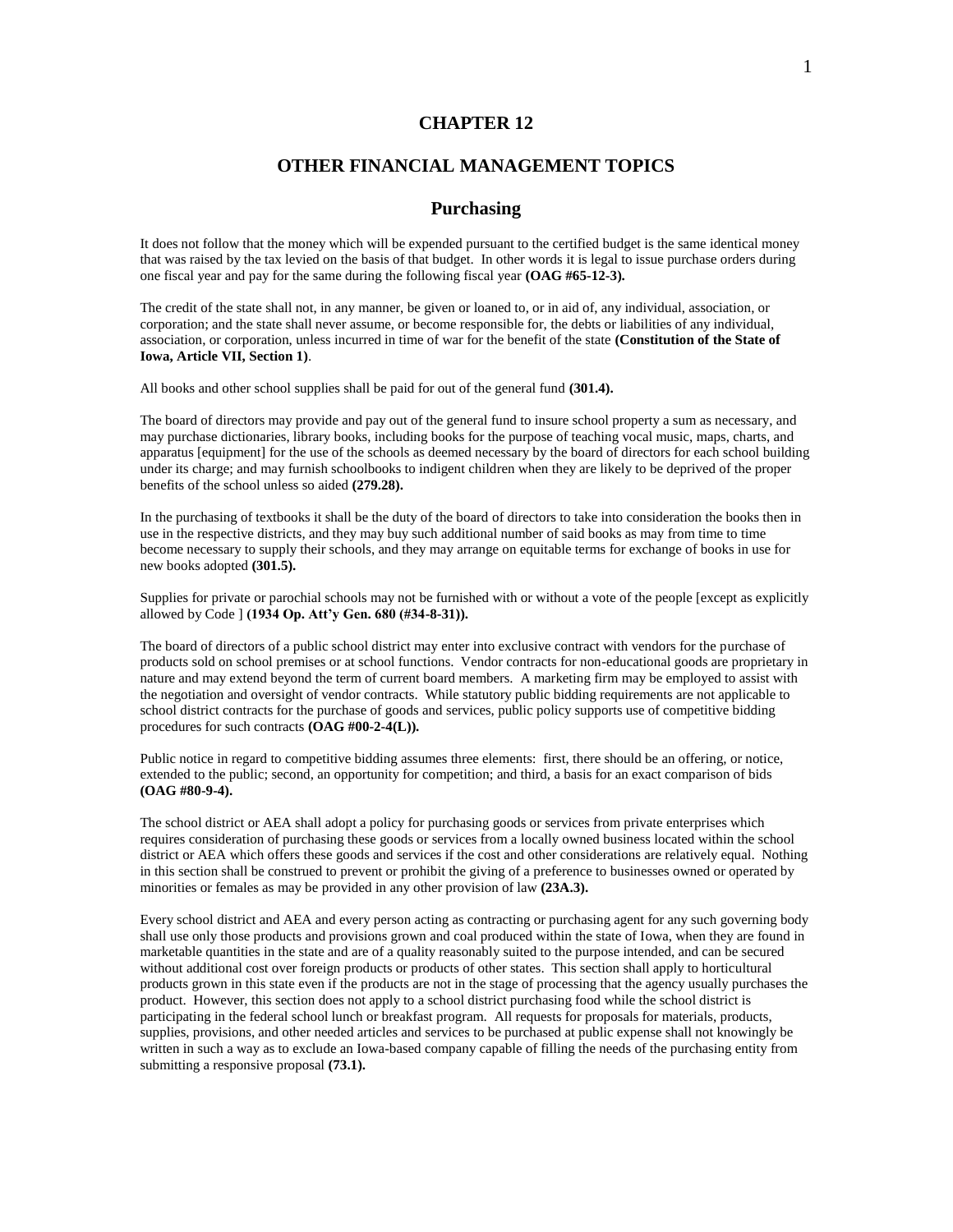# CHAPTER 12

# OTHER FINANCIAL MANAGEMENT TOPICS

## Purchasing

It does not follow that the money which will be expended pursuant to the certified budget is the same identical money that was raised by the tax levied on the basis of that budget. In other words it is legal to issue purchase orders during one fiscal year and pay for the same during the following fiscal year **(OAG #65-12-3).**

The credit of the state shall not, in any manner, be given or loaned to, or in aid of, any individual, association, or corporation; and the state shall never assume, or become responsible for, the debts or liabilities of any individual, association, or corporation, unless incurred in time of war for the benefit of the state **(Constitution of the State of Iowa, Article VII, Section 1)**.

All books and other school supplies shall be paid for out of the general fund **(301.4).**

The board of directors may provide and pay out of the general fund to insure school property a sum as necessary, and may purchase dictionaries, library books, including books for the purpose of teaching vocal music, maps, charts, and apparatus [equipment] for the use of the schools as deemed necessary by the board of directors for each school building under its charge; and may furnish schoolbooks to indigent children when they are likely to be deprived of the proper benefits of the school unless so aided **(279.28).**

In the purchasing of textbooks it shall be the duty of the board of directors to take into consideration the books then in use in the respective districts, and they may buy such additional number of said books as may from time to time become necessary to supply their schools, and they may arrange on equitable terms for exchange of books in use for new books adopted **(301.5).**

Supplies for private or parochial schools may not be furnished with or without a vote of the people [except as explicitly allowed by Code ] **(1934 Op. Att'y Gen. 680 (#34-8-31)).**

The board of directors of a public school district may enter into exclusive contract with vendors for the purchase of products sold on school premises or at school functions. Vendor contracts for non-educational goods are proprietary in nature and may extend beyond the term of current board members. A marketing firm may be employed to assist with the negotiation and oversight of vendor contracts. While statutory public bidding requirements are not applicable to school district contracts for the purchase of goods and services, public policy supports use of competitive bidding procedures for such contracts **(OAG #00-2-4(L)).**

Public notice in regard to competitive bidding assumes three elements: first, there should be an offering, or notice, extended to the public; second, an opportunity for competition; and third, a basis for an exact comparison of bids **(OAG #80-9-4).**

The school district or AEA shall adopt a policy for purchasing goods or services from private enterprises which requires consideration of purchasing these goods or services from a locally owned business located within the school district or AEA which offers these goods and services if the cost and other considerations are relatively equal. Nothing in this section shall be construed to prevent or prohibit the giving of a preference to businesses owned or operated by minorities or females as may be provided in any other provision of law **(23A.3).**

Every school district and AEA and every person acting as contracting or purchasing agent for any such governing body shall use only those products and provisions grown and coal produced within the state of Iowa, when they are found in marketable quantities in the state and are of a quality reasonably suited to the purpose intended, and can be secured without additional cost over foreign products or products of other states. This section shall apply to horticultural products grown in this state even if the products are not in the stage of processing that the agency usually purchases the product. However, this section does not apply to a school district purchasing food while the school district is participating in the federal school lunch or breakfast program. All requests for proposals for materials, products, supplies, provisions, and other needed articles and services to be purchased at public expense shall not knowingly be written in such a way as to exclude an Iowa-based company capable of filling the needs of the purchasing entity from submitting a responsive proposal **(73.1).**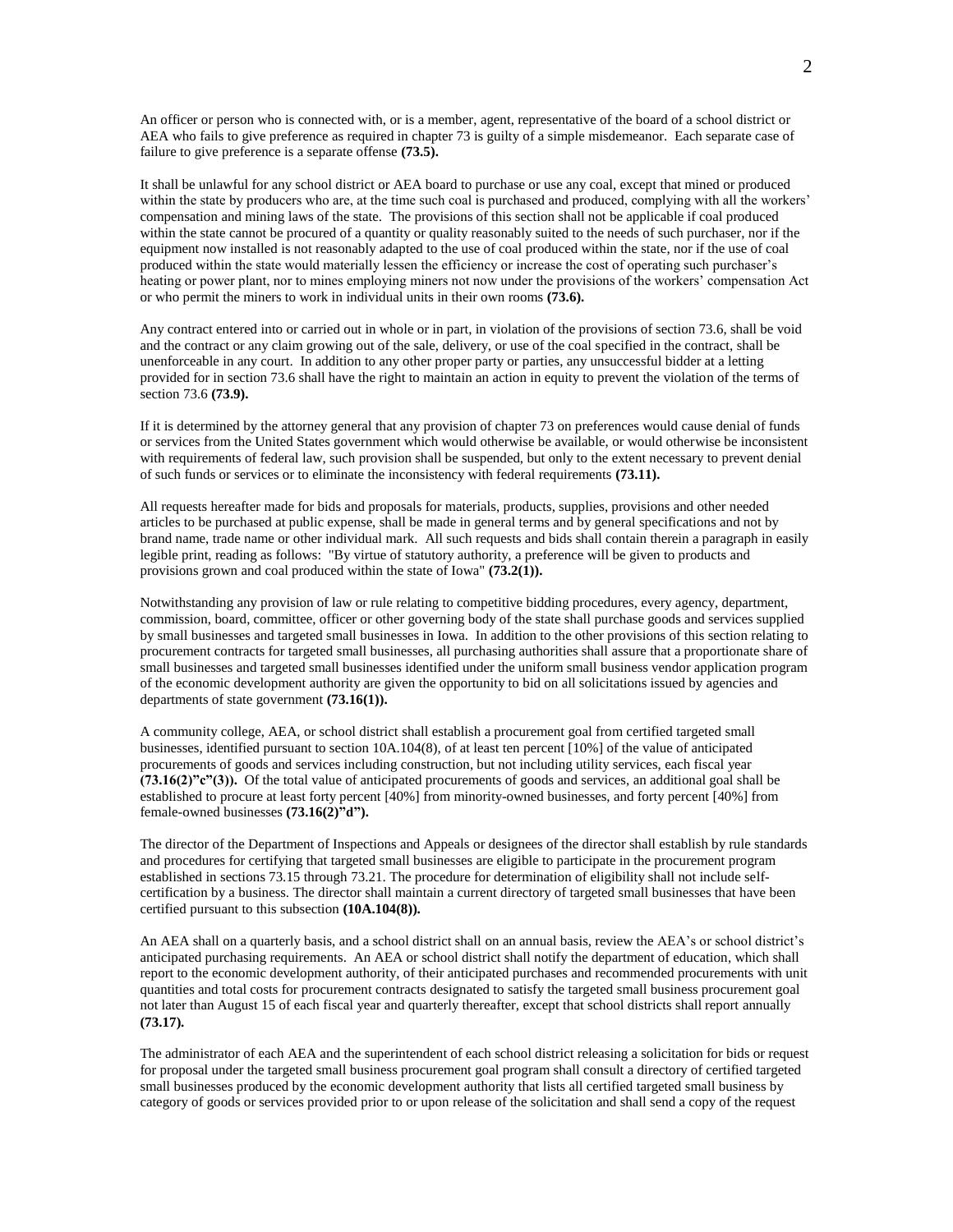An officer or person who is connected with, or is a member, agent, representative of the board of a school district or AEA who fails to give preference as required in chapter 73 is guilty of a simple misdemeanor. Each separate case of failure to give preference is a separate offense **(73.5).**

It shall be unlawful for any school district or AEA board to purchase or use any coal, except that mined or produced within the state by producers who are, at the time such coal is purchased and produced, complying with all the workers' compensation and mining laws of the state. The provisions of this section shall not be applicable if coal produced within the state cannot be procured of a quantity or quality reasonably suited to the needs of such purchaser, nor if the equipment now installed is not reasonably adapted to the use of coal produced within the state, nor if the use of coal produced within the state would materially lessen the efficiency or increase the cost of operating such purchaser's heating or power plant, nor to mines employing miners not now under the provisions of the workers' compensation Act or who permit the miners to work in individual units in their own rooms **(73.6).**

Any contract entered into or carried out in whole or in part, in violation of the provisions of section 73.6, shall be void and the contract or any claim growing out of the sale, delivery, or use of the coal specified in the contract, shall be unenforceable in any court. In addition to any other proper party or parties, any unsuccessful bidder at a letting provided for in section 73.6 shall have the right to maintain an action in equity to prevent the violation of the terms of section 73.6 **(73.9).**

If it is determined by the attorney general that any provision of chapter 73 on preferences would cause denial of funds or services from the United States government which would otherwise be available, or would otherwise be inconsistent with requirements of federal law, such provision shall be suspended, but only to the extent necessary to prevent denial of such funds or services or to eliminate the inconsistency with federal requirements **(73.11).**

All requests hereafter made for bids and proposals for materials, products, supplies, provisions and other needed articles to be purchased at public expense, shall be made in general terms and by general specifications and not by brand name, trade name or other individual mark. All such requests and bids shall contain therein a paragraph in easily legible print, reading as follows: "By virtue of statutory authority, a preference will be given to products and provisions grown and coal produced within the state of Iowa" **(73.2(1)).**

Notwithstanding any provision of law or rule relating to competitive bidding procedures, every agency, department, commission, board, committee, officer or other governing body of the state shall purchase goods and services supplied by small businesses and targeted small businesses in Iowa. In addition to the other provisions of this section relating to procurement contracts for targeted small businesses, all purchasing authorities shall assure that a proportionate share of small businesses and targeted small businesses identified under the uniform small business vendor application program of the economic development authority are given the opportunity to bid on all solicitations issued by agencies and departments of state government **(73.16(1)).**

A community college, AEA, or school district shall establish a procurement goal from certified targeted small businesses, identified pursuant to section 10A.104(8), of at least ten percent [10%] of the value of anticipated procurements of goods and services including construction, but not including utility services, each fiscal year **(73.16(2)"c"(3)).** Of the total value of anticipated procurements of goods and services, an additional goal shall be established to procure at least forty percent [40%] from minority-owned businesses, and forty percent [40%] from female-owned businesses **(73.16(2)"d").**

The director of the Department of Inspections and Appeals or designees of the director shall establish by rule standards and procedures for certifying that targeted small businesses are eligible to participate in the procurement program established in sections 73.15 through 73.21. The procedure for determination of eligibility shall not include self-certification by a business. The director shall maintain a current directory of targeted small businesses that have been certified pursuant to this subsection **(10A.104(8)).**

An AEA shall on a quarterly basis, and a school district shall on an annual basis, review the AEA's or school district's anticipated purchasing requirements. An AEA or school district shall notify the department of education, which shall report to the economic development authority, of their anticipated purchases and recommended procurements with unit quantities and total costs for procurement contracts designated to satisfy the targeted small business procurement goal not later than August 15 of each fiscal year and quarterly thereafter, except that school districts shall report annually **(73.17).**

The administrator of each AEA and the superintendent of each school district releasing a solicitation for bids or request for proposal under the targeted small business procurement goal program shall consult a directory of certified targeted small businesses produced by the economic development authority that lists all certified targeted small business by category of goods or services provided prior to or upon release of the solicitation and shall send a copy of the request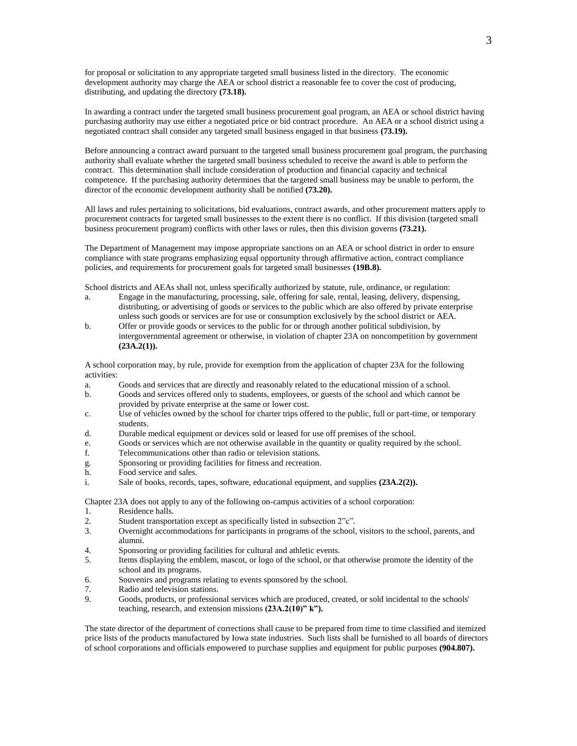for proposal or solicitation to any appropriate targeted small business listed in the directory. The economic development authority may charge the AEA or school district a reasonable fee to cover the cost of producing, distributing, and updating the directory **(73.18).**

In awarding a contract under the targeted small business procurement goal program, an AEA or school district having purchasing authority may use either a negotiated price or bid contract procedure. An AEA or a school district using a negotiated contract shall consider any targeted small business engaged in that business **(73.19).**

Before announcing a contract award pursuant to the targeted small business procurement goal program, the purchasing authority shall evaluate whether the targeted small business scheduled to receive the award is able to perform the contract. This determination shall include consideration of production and financial capacity and technical competence. If the purchasing authority determines that the targeted small business may be unable to perform, the director of the economic development authority shall be notified **(73.20).**

All laws and rules pertaining to solicitations, bid evaluations, contract awards, and other procurement matters apply to procurement contracts for targeted small businesses to the extent there is no conflict. If this division (targeted small business procurement program) conflicts with other laws or rules, then this division governs **(73.21).**

The Department of Management may impose appropriate sanctions on an AEA or school district in order to ensure compliance with state programs emphasizing equal opportunity through affirmative action, contract compliance policies, and requirements for procurement goals for targeted small businesses **(19B.8).**

School districts and AEAs shall not, unless specifically authorized by statute, rule, ordinance, or regulation:

a. Engage in the manufacturing, processing, sale, offering for sale, rental, leasing, delivery, dispensing, distributing, or advertising of goods or services to the public which are also offered by private enterprise unless such goods or services are for use or consumption exclusively by the school district or AEA.
b. Offer or provide goods or services to the public for or through another political subdivision, by intergovernmental agreement or otherwise, in violation of chapter 23A on noncompetition by government **(23A.2(1)).**

A school corporation may, by rule, provide for exemption from the application of chapter 23A for the following activities:

a. Goods and services that are directly and reasonably related to the educational mission of a school.
b. Goods and services offered only to students, employees, or guests of the school and which cannot be provided by private enterprise at the same or lower cost.
c. Use of vehicles owned by the school for charter trips offered to the public, full or part-time, or temporary students.
d. Durable medical equipment or devices sold or leased for use off premises of the school.
e. Goods or services which are not otherwise available in the quantity or quality required by the school.
f. Telecommunications other than radio or television stations.
g. Sponsoring or providing facilities for fitness and recreation.
h. Food service and sales.
i. Sale of books, records, tapes, software, educational equipment, and supplies **(23A.2(2)).**

Chapter 23A does not apply to any of the following on-campus activities of a school corporation:

1. Residence halls.
2. Student transportation except as specifically listed in subsection 2"c".
3. Overnight accommodations for participants in programs of the school, visitors to the school, parents, and alumni.
4. Sponsoring or providing facilities for cultural and athletic events.
5. Items displaying the emblem, mascot, or logo of the school, or that otherwise promote the identity of the school and its programs.
6. Souvenirs and programs relating to events sponsored by the school.
7. Radio and television stations.
9. Goods, products, or professional services which are produced, created, or sold incidental to the schools' teaching, research, and extension missions **(23A.2(10)" k").**

The state director of the department of corrections shall cause to be prepared from time to time classified and itemized price lists of the products manufactured by Iowa state industries. Such lists shall be furnished to all boards of directors of school corporations and officials empowered to purchase supplies and equipment for public purposes **(904.807).**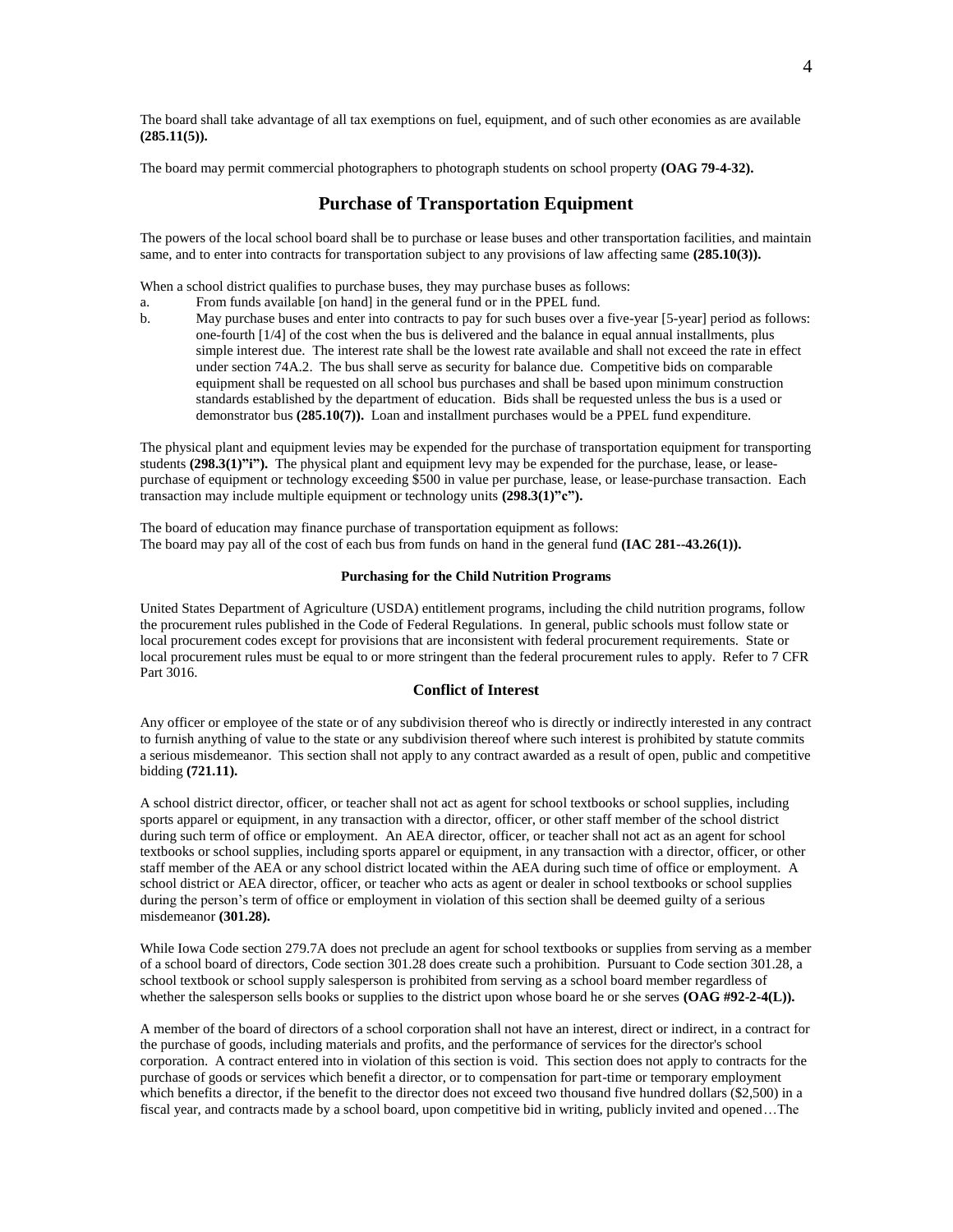The board shall take advantage of all tax exemptions on fuel, equipment, and of such other economies as are available **(285.11(5)).**

The board may permit commercial photographers to photograph students on school property **(OAG 79-4-32).**

## Purchase of Transportation Equipment

The powers of the local school board shall be to purchase or lease buses and other transportation facilities, and maintain same, and to enter into contracts for transportation subject to any provisions of law affecting same **(285.10(3)).**

When a school district qualifies to purchase buses, they may purchase buses as follows:

a. From funds available [on hand] in the general fund or in the PPEL fund.

b. May purchase buses and enter into contracts to pay for such buses over a five-year [5-year] period as follows: one-fourth [1/4] of the cost when the bus is delivered and the balance in equal annual installments, plus simple interest due. The interest rate shall be the lowest rate available and shall not exceed the rate in effect under section 74A.2. The bus shall serve as security for balance due. Competitive bids on comparable equipment shall be requested on all school bus purchases and shall be based upon minimum construction standards established by the department of education. Bids shall be requested unless the bus is a used or demonstrator bus **(285.10(7)).** Loan and installment purchases would be a PPEL fund expenditure.

The physical plant and equipment levies may be expended for the purchase of transportation equipment for transporting students **(298.3(1)"i").** The physical plant and equipment levy may be expended for the purchase, lease, or lease-purchase of equipment or technology exceeding $500 in value per purchase, lease, or lease-purchase transaction. Each transaction may include multiple equipment or technology units **(298.3(1)"c").**

The board of education may finance purchase of transportation equipment as follows:
The board may pay all of the cost of each bus from funds on hand in the general fund **(IAC 281--43.26(1)).**

#### Purchasing for the Child Nutrition Programs

United States Department of Agriculture (USDA) entitlement programs, including the child nutrition programs, follow the procurement rules published in the Code of Federal Regulations. In general, public schools must follow state or local procurement codes except for provisions that are inconsistent with federal procurement requirements. State or local procurement rules must be equal to or more stringent than the federal procurement rules to apply. Refer to 7 CFR Part 3016.

### Conflict of Interest

Any officer or employee of the state or of any subdivision thereof who is directly or indirectly interested in any contract to furnish anything of value to the state or any subdivision thereof where such interest is prohibited by statute commits a serious misdemeanor. This section shall not apply to any contract awarded as a result of open, public and competitive bidding **(721.11).**

A school district director, officer, or teacher shall not act as agent for school textbooks or school supplies, including sports apparel or equipment, in any transaction with a director, officer, or other staff member of the school district during such term of office or employment. An AEA director, officer, or teacher shall not act as an agent for school textbooks or school supplies, including sports apparel or equipment, in any transaction with a director, officer, or other staff member of the AEA or any school district located within the AEA during such time of office or employment. A school district or AEA director, officer, or teacher who acts as agent or dealer in school textbooks or school supplies during the person's term of office or employment in violation of this section shall be deemed guilty of a serious misdemeanor **(301.28).**

While Iowa Code section 279.7A does not preclude an agent for school textbooks or supplies from serving as a member of a school board of directors, Code section 301.28 does create such a prohibition. Pursuant to Code section 301.28, a school textbook or school supply salesperson is prohibited from serving as a school board member regardless of whether the salesperson sells books or supplies to the district upon whose board he or she serves **(OAG #92-2-4(L)).**

A member of the board of directors of a school corporation shall not have an interest, direct or indirect, in a contract for the purchase of goods, including materials and profits, and the performance of services for the director's school corporation. A contract entered into in violation of this section is void. This section does not apply to contracts for the purchase of goods or services which benefit a director, or to compensation for part-time or temporary employment which benefits a director, if the benefit to the director does not exceed two thousand five hundred dollars ($2,500) in a fiscal year, and contracts made by a school board, upon competitive bid in writing, publicly invited and opened…The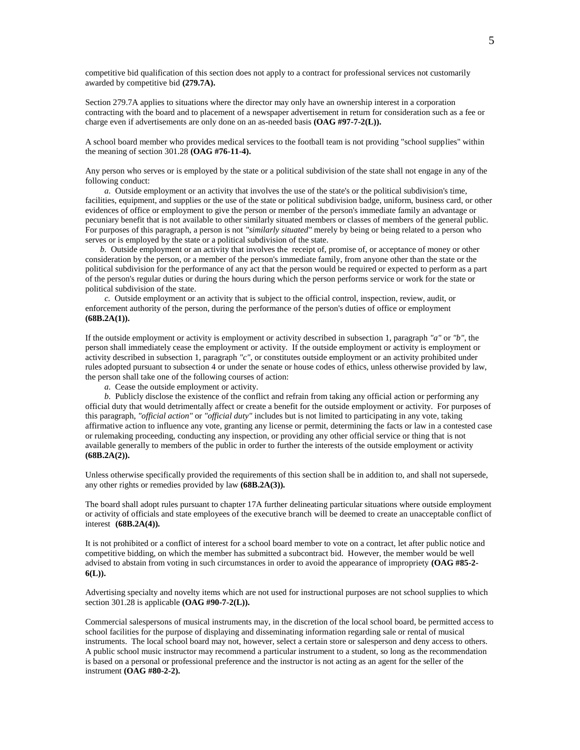competitive bid qualification of this section does not apply to a contract for professional services not customarily awarded by competitive bid **(279.7A).**

Section 279.7A applies to situations where the director may only have an ownership interest in a corporation contracting with the board and to placement of a newspaper advertisement in return for consideration such as a fee or charge even if advertisements are only done on an as-needed basis **(OAG #97-7-2(L)).**

A school board member who provides medical services to the football team is not providing "school supplies" within the meaning of section 301.28 **(OAG #76-11-4).**

Any person who serves or is employed by the state or a political subdivision of the state shall not engage in any of the following conduct:

*a*. Outside employment or an activity that involves the use of the state's or the political subdivision's time, facilities, equipment, and supplies or the use of the state or political subdivision badge, uniform, business card, or other evidences of office or employment to give the person or member of the person's immediate family an advantage or pecuniary benefit that is not available to other similarly situated members or classes of members of the general public. For purposes of this paragraph, a person is not *"similarly situated"* merely by being or being related to a person who serves or is employed by the state or a political subdivision of the state.

*b*. Outside employment or an activity that involves the receipt of, promise of, or acceptance of money or other consideration by the person, or a member of the person's immediate family, from anyone other than the state or the political subdivision for the performance of any act that the person would be required or expected to perform as a part of the person's regular duties or during the hours during which the person performs service or work for the state or political subdivision of the state.

*c*. Outside employment or an activity that is subject to the official control, inspection, review, audit, or enforcement authority of the person, during the performance of the person's duties of office or employment **(68B.2A(1)).**

If the outside employment or activity is employment or activity described in subsection 1, paragraph *"a"* or *"b"*, the person shall immediately cease the employment or activity. If the outside employment or activity is employment or activity described in subsection 1, paragraph *"c"*, or constitutes outside employment or an activity prohibited under rules adopted pursuant to subsection 4 or under the senate or house codes of ethics, unless otherwise provided by law, the person shall take one of the following courses of action:

*a*. Cease the outside employment or activity.

*b*. Publicly disclose the existence of the conflict and refrain from taking any official action or performing any official duty that would detrimentally affect or create a benefit for the outside employment or activity. For purposes of this paragraph, *"official action"* or *"official duty"* includes but is not limited to participating in any vote, taking affirmative action to influence any vote, granting any license or permit, determining the facts or law in a contested case or rulemaking proceeding, conducting any inspection, or providing any other official service or thing that is not available generally to members of the public in order to further the interests of the outside employment or activity **(68B.2A(2)).**

Unless otherwise specifically provided the requirements of this section shall be in addition to, and shall not supersede, any other rights or remedies provided by law **(68B.2A(3)).**

The board shall adopt rules pursuant to chapter 17A further delineating particular situations where outside employment or activity of officials and state employees of the executive branch will be deemed to create an unacceptable conflict of interest **(68B.2A(4)).**

It is not prohibited or a conflict of interest for a school board member to vote on a contract, let after public notice and competitive bidding, on which the member has submitted a subcontract bid. However, the member would be well advised to abstain from voting in such circumstances in order to avoid the appearance of impropriety **(OAG #85-2-6(L)).**

Advertising specialty and novelty items which are not used for instructional purposes are not school supplies to which section 301.28 is applicable **(OAG #90-7-2(L)).**

Commercial salespersons of musical instruments may, in the discretion of the local school board, be permitted access to school facilities for the purpose of displaying and disseminating information regarding sale or rental of musical instruments. The local school board may not, however, select a certain store or salesperson and deny access to others. A public school music instructor may recommend a particular instrument to a student, so long as the recommendation is based on a personal or professional preference and the instructor is not acting as an agent for the seller of the instrument **(OAG #80-2-2).**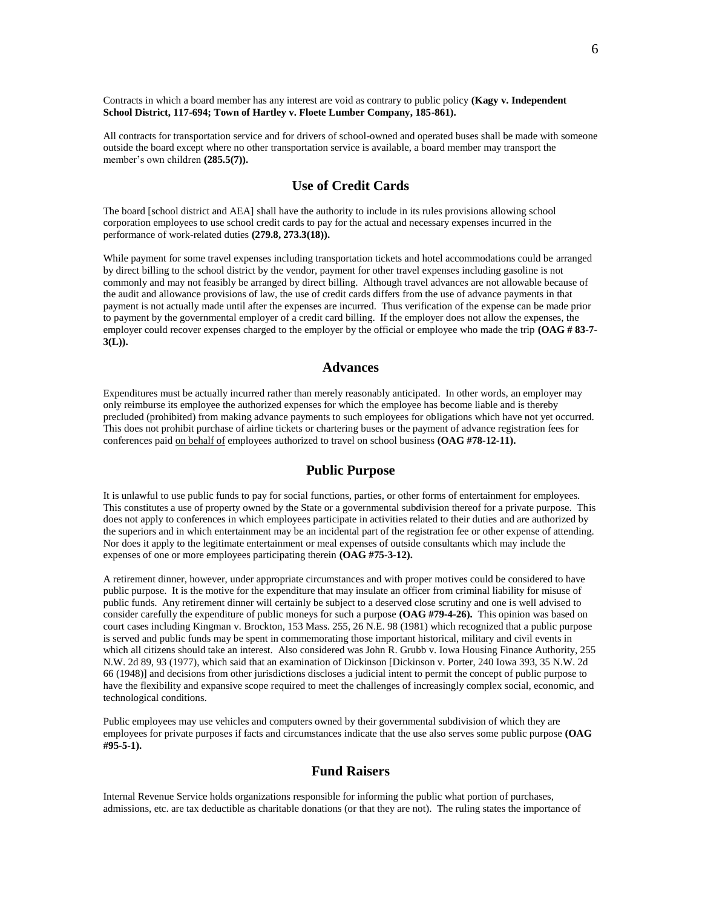Contracts in which a board member has any interest are void as contrary to public policy **(Kagy v. Independent School District, 117-694; Town of Hartley v. Floete Lumber Company, 185-861).**

All contracts for transportation service and for drivers of school-owned and operated buses shall be made with someone outside the board except where no other transportation service is available, a board member may transport the member's own children **(285.5(7)).**

## Use of Credit Cards

The board [school district and AEA] shall have the authority to include in its rules provisions allowing school corporation employees to use school credit cards to pay for the actual and necessary expenses incurred in the performance of work-related duties **(279.8, 273.3(18)).**

While payment for some travel expenses including transportation tickets and hotel accommodations could be arranged by direct billing to the school district by the vendor, payment for other travel expenses including gasoline is not commonly and may not feasibly be arranged by direct billing. Although travel advances are not allowable because of the audit and allowance provisions of law, the use of credit cards differs from the use of advance payments in that payment is not actually made until after the expenses are incurred. Thus verification of the expense can be made prior to payment by the governmental employer of a credit card billing. If the employer does not allow the expenses, the employer could recover expenses charged to the employer by the official or employee who made the trip **(OAG # 83-7-3(L)).**

## Advances

Expenditures must be actually incurred rather than merely reasonably anticipated. In other words, an employer may only reimburse its employee the authorized expenses for which the employee has become liable and is thereby precluded (prohibited) from making advance payments to such employees for obligations which have not yet occurred. This does not prohibit purchase of airline tickets or chartering buses or the payment of advance registration fees for conferences paid <u>on behalf of</u> employees authorized to travel on school business **(OAG #78-12-11).**

## Public Purpose

It is unlawful to use public funds to pay for social functions, parties, or other forms of entertainment for employees. This constitutes a use of property owned by the State or a governmental subdivision thereof for a private purpose. This does not apply to conferences in which employees participate in activities related to their duties and are authorized by the superiors and in which entertainment may be an incidental part of the registration fee or other expense of attending. Nor does it apply to the legitimate entertainment or meal expenses of outside consultants which may include the expenses of one or more employees participating therein **(OAG #75-3-12).**

A retirement dinner, however, under appropriate circumstances and with proper motives could be considered to have public purpose. It is the motive for the expenditure that may insulate an officer from criminal liability for misuse of public funds. Any retirement dinner will certainly be subject to a deserved close scrutiny and one is well advised to consider carefully the expenditure of public moneys for such a purpose **(OAG #79-4-26).** This opinion was based on court cases including Kingman v. Brockton, 153 Mass. 255, 26 N.E. 98 (1981) which recognized that a public purpose is served and public funds may be spent in commemorating those important historical, military and civil events in which all citizens should take an interest. Also considered was John R. Grubb v. Iowa Housing Finance Authority, 255 N.W. 2d 89, 93 (1977), which said that an examination of Dickinson [Dickinson v. Porter, 240 Iowa 393, 35 N.W. 2d 66 (1948)] and decisions from other jurisdictions discloses a judicial intent to permit the concept of public purpose to have the flexibility and expansive scope required to meet the challenges of increasingly complex social, economic, and technological conditions.

Public employees may use vehicles and computers owned by their governmental subdivision of which they are employees for private purposes if facts and circumstances indicate that the use also serves some public purpose **(OAG #95-5-1).**

## Fund Raisers

Internal Revenue Service holds organizations responsible for informing the public what portion of purchases, admissions, etc. are tax deductible as charitable donations (or that they are not). The ruling states the importance of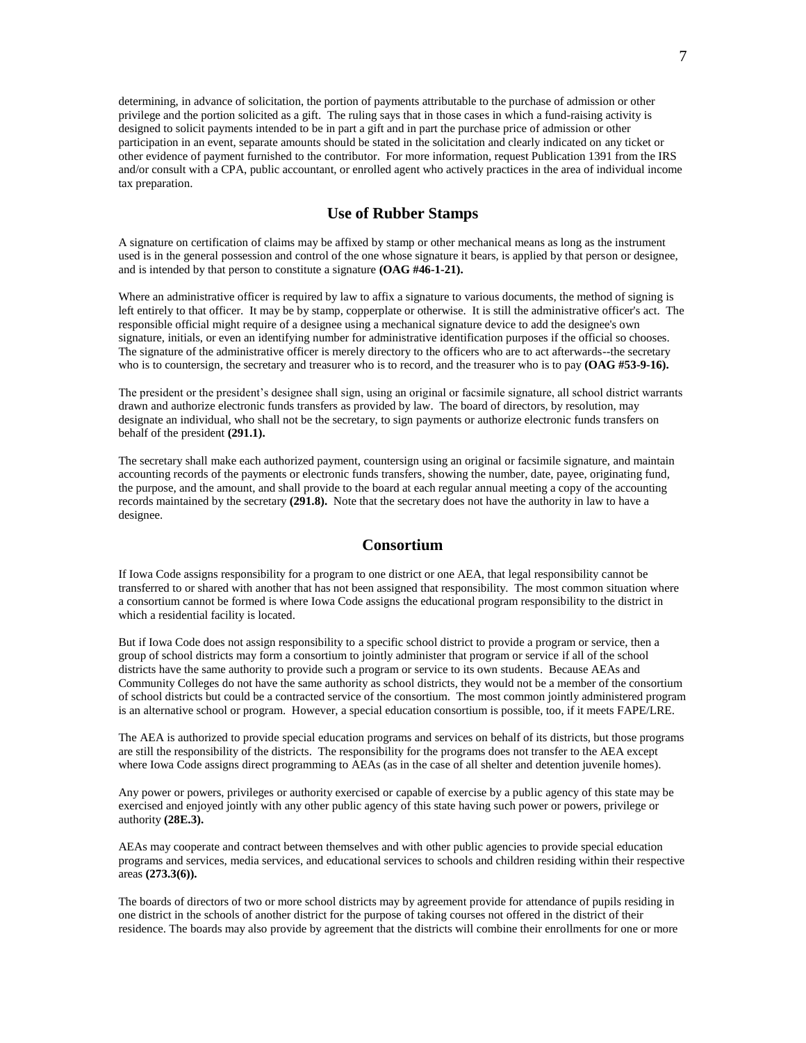determining, in advance of solicitation, the portion of payments attributable to the purchase of admission or other privilege and the portion solicited as a gift. The ruling says that in those cases in which a fund-raising activity is designed to solicit payments intended to be in part a gift and in part the purchase price of admission or other participation in an event, separate amounts should be stated in the solicitation and clearly indicated on any ticket or other evidence of payment furnished to the contributor. For more information, request Publication 1391 from the IRS and/or consult with a CPA, public accountant, or enrolled agent who actively practices in the area of individual income tax preparation.

## Use of Rubber Stamps

A signature on certification of claims may be affixed by stamp or other mechanical means as long as the instrument used is in the general possession and control of the one whose signature it bears, is applied by that person or designee, and is intended by that person to constitute a signature **(OAG #46-1-21).**

Where an administrative officer is required by law to affix a signature to various documents, the method of signing is left entirely to that officer. It may be by stamp, copperplate or otherwise. It is still the administrative officer's act. The responsible official might require of a designee using a mechanical signature device to add the designee's own signature, initials, or even an identifying number for administrative identification purposes if the official so chooses. The signature of the administrative officer is merely directory to the officers who are to act afterwards--the secretary who is to countersign, the secretary and treasurer who is to record, and the treasurer who is to pay **(OAG #53-9-16).**

The president or the president's designee shall sign, using an original or facsimile signature, all school district warrants drawn and authorize electronic funds transfers as provided by law. The board of directors, by resolution, may designate an individual, who shall not be the secretary, to sign payments or authorize electronic funds transfers on behalf of the president **(291.1).**

The secretary shall make each authorized payment, countersign using an original or facsimile signature, and maintain accounting records of the payments or electronic funds transfers, showing the number, date, payee, originating fund, the purpose, and the amount, and shall provide to the board at each regular annual meeting a copy of the accounting records maintained by the secretary **(291.8).** Note that the secretary does not have the authority in law to have a designee.

## Consortium

If Iowa Code assigns responsibility for a program to one district or one AEA, that legal responsibility cannot be transferred to or shared with another that has not been assigned that responsibility. The most common situation where a consortium cannot be formed is where Iowa Code assigns the educational program responsibility to the district in which a residential facility is located.

But if Iowa Code does not assign responsibility to a specific school district to provide a program or service, then a group of school districts may form a consortium to jointly administer that program or service if all of the school districts have the same authority to provide such a program or service to its own students. Because AEAs and Community Colleges do not have the same authority as school districts, they would not be a member of the consortium of school districts but could be a contracted service of the consortium. The most common jointly administered program is an alternative school or program. However, a special education consortium is possible, too, if it meets FAPE/LRE.

The AEA is authorized to provide special education programs and services on behalf of its districts, but those programs are still the responsibility of the districts. The responsibility for the programs does not transfer to the AEA except where Iowa Code assigns direct programming to AEAs (as in the case of all shelter and detention juvenile homes).

Any power or powers, privileges or authority exercised or capable of exercise by a public agency of this state may be exercised and enjoyed jointly with any other public agency of this state having such power or powers, privilege or authority **(28E.3).**

AEAs may cooperate and contract between themselves and with other public agencies to provide special education programs and services, media services, and educational services to schools and children residing within their respective areas **(273.3(6)).**

The boards of directors of two or more school districts may by agreement provide for attendance of pupils residing in one district in the schools of another district for the purpose of taking courses not offered in the district of their residence. The boards may also provide by agreement that the districts will combine their enrollments for one or more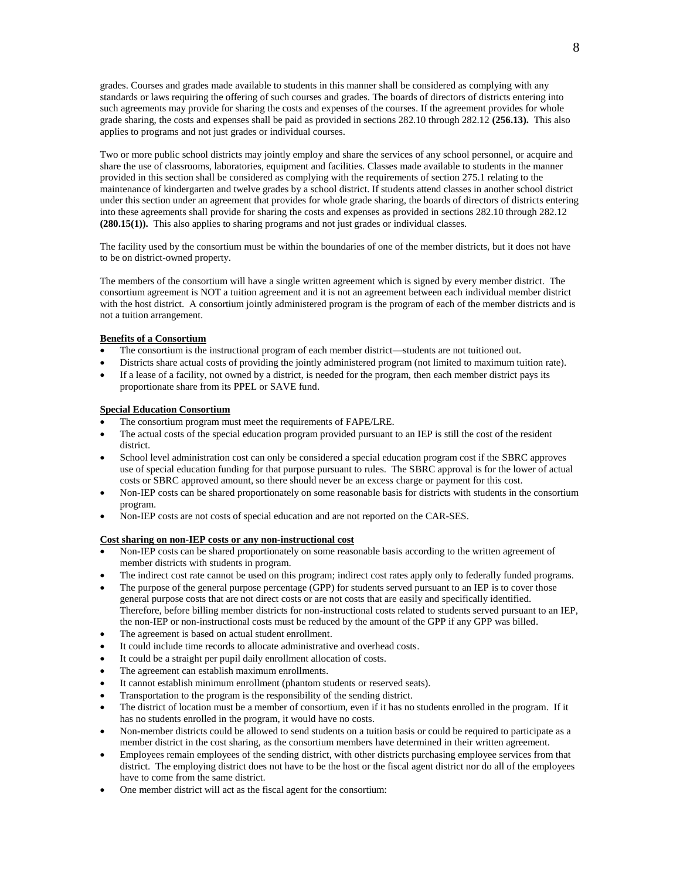grades. Courses and grades made available to students in this manner shall be considered as complying with any standards or laws requiring the offering of such courses and grades. The boards of directors of districts entering into such agreements may provide for sharing the costs and expenses of the courses. If the agreement provides for whole grade sharing, the costs and expenses shall be paid as provided in sections 282.10 through 282.12 **(256.13).** This also applies to programs and not just grades or individual courses.

Two or more public school districts may jointly employ and share the services of any school personnel, or acquire and share the use of classrooms, laboratories, equipment and facilities. Classes made available to students in the manner provided in this section shall be considered as complying with the requirements of section 275.1 relating to the maintenance of kindergarten and twelve grades by a school district. If students attend classes in another school district under this section under an agreement that provides for whole grade sharing, the boards of directors of districts entering into these agreements shall provide for sharing the costs and expenses as provided in sections 282.10 through 282.12 **(280.15(1)).** This also applies to sharing programs and not just grades or individual classes.

The facility used by the consortium must be within the boundaries of one of the member districts, but it does not have to be on district-owned property.

The members of the consortium will have a single written agreement which is signed by every member district. The consortium agreement is NOT a tuition agreement and it is not an agreement between each individual member district with the host district. A consortium jointly administered program is the program of each of the member districts and is not a tuition arrangement.

**Benefits of a Consortium**

- The consortium is the instructional program of each member district—students are not tuitioned out.
- Districts share actual costs of providing the jointly administered program (not limited to maximum tuition rate).
- If a lease of a facility, not owned by a district, is needed for the program, then each member district pays its proportionate share from its PPEL or SAVE fund.

**Special Education Consortium**

- The consortium program must meet the requirements of FAPE/LRE.
- The actual costs of the special education program provided pursuant to an IEP is still the cost of the resident district.
- School level administration cost can only be considered a special education program cost if the SBRC approves use of special education funding for that purpose pursuant to rules. The SBRC approval is for the lower of actual costs or SBRC approved amount, so there should never be an excess charge or payment for this cost.
- Non-IEP costs can be shared proportionately on some reasonable basis for districts with students in the consortium program.
- Non-IEP costs are not costs of special education and are not reported on the CAR-SES.

**Cost sharing on non-IEP costs or any non-instructional cost**

- Non-IEP costs can be shared proportionately on some reasonable basis according to the written agreement of member districts with students in program.
- The indirect cost rate cannot be used on this program; indirect cost rates apply only to federally funded programs.
- The purpose of the general purpose percentage (GPP) for students served pursuant to an IEP is to cover those general purpose costs that are not direct costs or are not costs that are easily and specifically identified. Therefore, before billing member districts for non-instructional costs related to students served pursuant to an IEP, the non-IEP or non-instructional costs must be reduced by the amount of the GPP if any GPP was billed.
- The agreement is based on actual student enrollment.
- It could include time records to allocate administrative and overhead costs.
- It could be a straight per pupil daily enrollment allocation of costs.
- The agreement can establish maximum enrollments.
- It cannot establish minimum enrollment (phantom students or reserved seats).
- Transportation to the program is the responsibility of the sending district.
- The district of location must be a member of consortium, even if it has no students enrolled in the program. If it has no students enrolled in the program, it would have no costs.
- Non-member districts could be allowed to send students on a tuition basis or could be required to participate as a member district in the cost sharing, as the consortium members have determined in their written agreement.
- Employees remain employees of the sending district, with other districts purchasing employee services from that district. The employing district does not have to be the host or the fiscal agent district nor do all of the employees have to come from the same district.
- One member district will act as the fiscal agent for the consortium: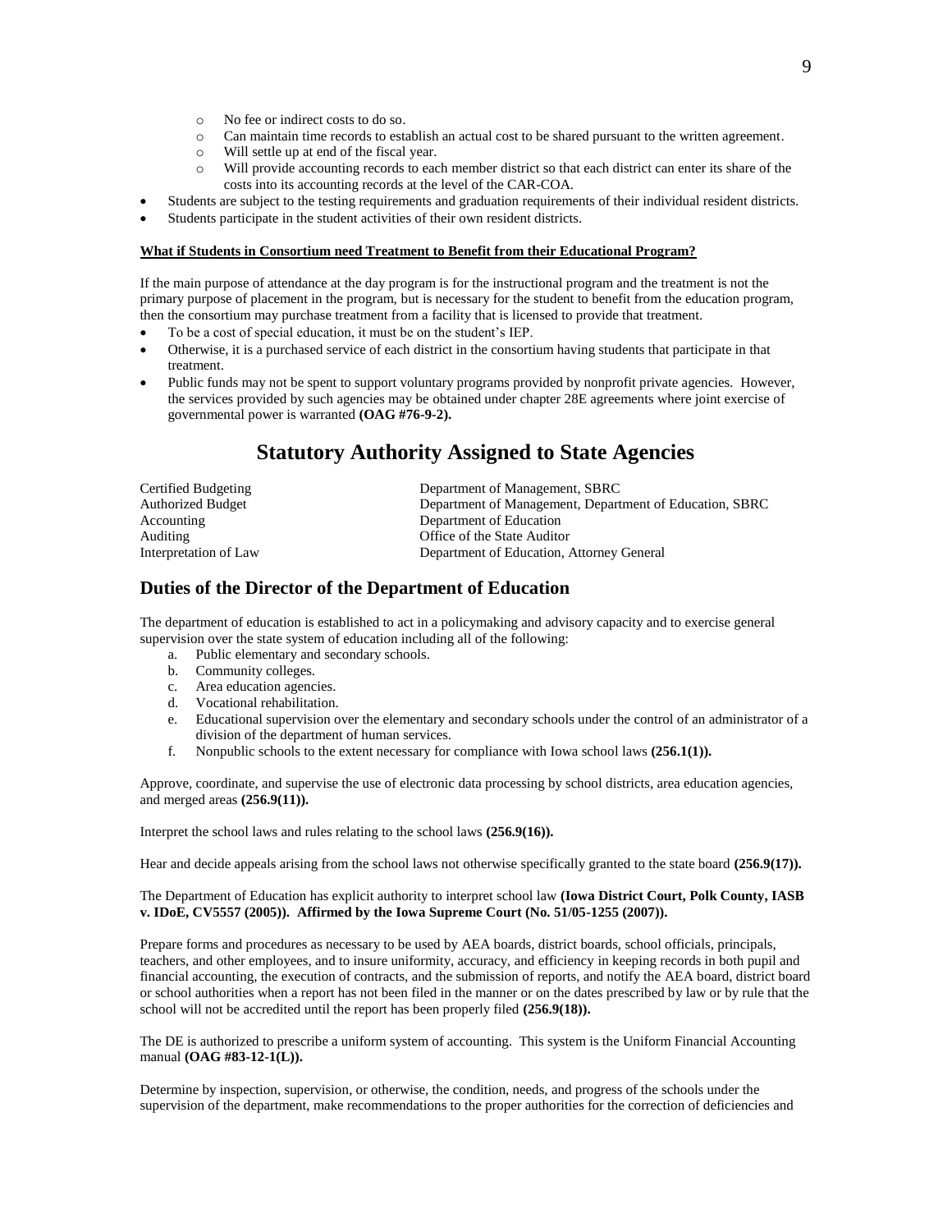- No fee or indirect costs to do so.
  - Can maintain time records to establish an actual cost to be shared pursuant to the written agreement.
  - Will settle up at end of the fiscal year.
  - Will provide accounting records to each member district so that each district can enter its share of the costs into its accounting records at the level of the CAR-COA.
- Students are subject to the testing requirements and graduation requirements of their individual resident districts.
- Students participate in the student activities of their own resident districts.

**What if Students in Consortium need Treatment to Benefit from their Educational Program?**

If the main purpose of attendance at the day program is for the instructional program and the treatment is not the primary purpose of placement in the program, but is necessary for the student to benefit from the education program, then the consortium may purchase treatment from a facility that is licensed to provide that treatment.

- To be a cost of special education, it must be on the student's IEP.
- Otherwise, it is a purchased service of each district in the consortium having students that participate in that treatment.
- Public funds may not be spent to support voluntary programs provided by nonprofit private agencies. However, the services provided by such agencies may be obtained under chapter 28E agreements where joint exercise of governmental power is warranted **(OAG #76-9-2).**

# Statutory Authority Assigned to State Agencies

| | |
|---|---|
| Certified Budgeting | Department of Management, SBRC |
| Authorized Budget | Department of Management, Department of Education, SBRC |
| Accounting | Department of Education |
| Auditing | Office of the State Auditor |
| Interpretation of Law | Department of Education, Attorney General |

## Duties of the Director of the Department of Education

The department of education is established to act in a policymaking and advisory capacity and to exercise general supervision over the state system of education including all of the following:

a. Public elementary and secondary schools.
b. Community colleges.
c. Area education agencies.
d. Vocational rehabilitation.
e. Educational supervision over the elementary and secondary schools under the control of an administrator of a division of the department of human services.
f. Nonpublic schools to the extent necessary for compliance with Iowa school laws **(256.1(1)).**

Approve, coordinate, and supervise the use of electronic data processing by school districts, area education agencies, and merged areas **(256.9(11)).**

Interpret the school laws and rules relating to the school laws **(256.9(16)).**

Hear and decide appeals arising from the school laws not otherwise specifically granted to the state board **(256.9(17)).**

The Department of Education has explicit authority to interpret school law **(Iowa District Court, Polk County, IASB v. IDoE, CV5557 (2005)). Affirmed by the Iowa Supreme Court (No. 51/05-1255 (2007)).**

Prepare forms and procedures as necessary to be used by AEA boards, district boards, school officials, principals, teachers, and other employees, and to insure uniformity, accuracy, and efficiency in keeping records in both pupil and financial accounting, the execution of contracts, and the submission of reports, and notify the AEA board, district board or school authorities when a report has not been filed in the manner or on the dates prescribed by law or by rule that the school will not be accredited until the report has been properly filed **(256.9(18)).**

The DE is authorized to prescribe a uniform system of accounting. This system is the Uniform Financial Accounting manual **(OAG #83-12-1(L)).**

Determine by inspection, supervision, or otherwise, the condition, needs, and progress of the schools under the supervision of the department, make recommendations to the proper authorities for the correction of deficiencies and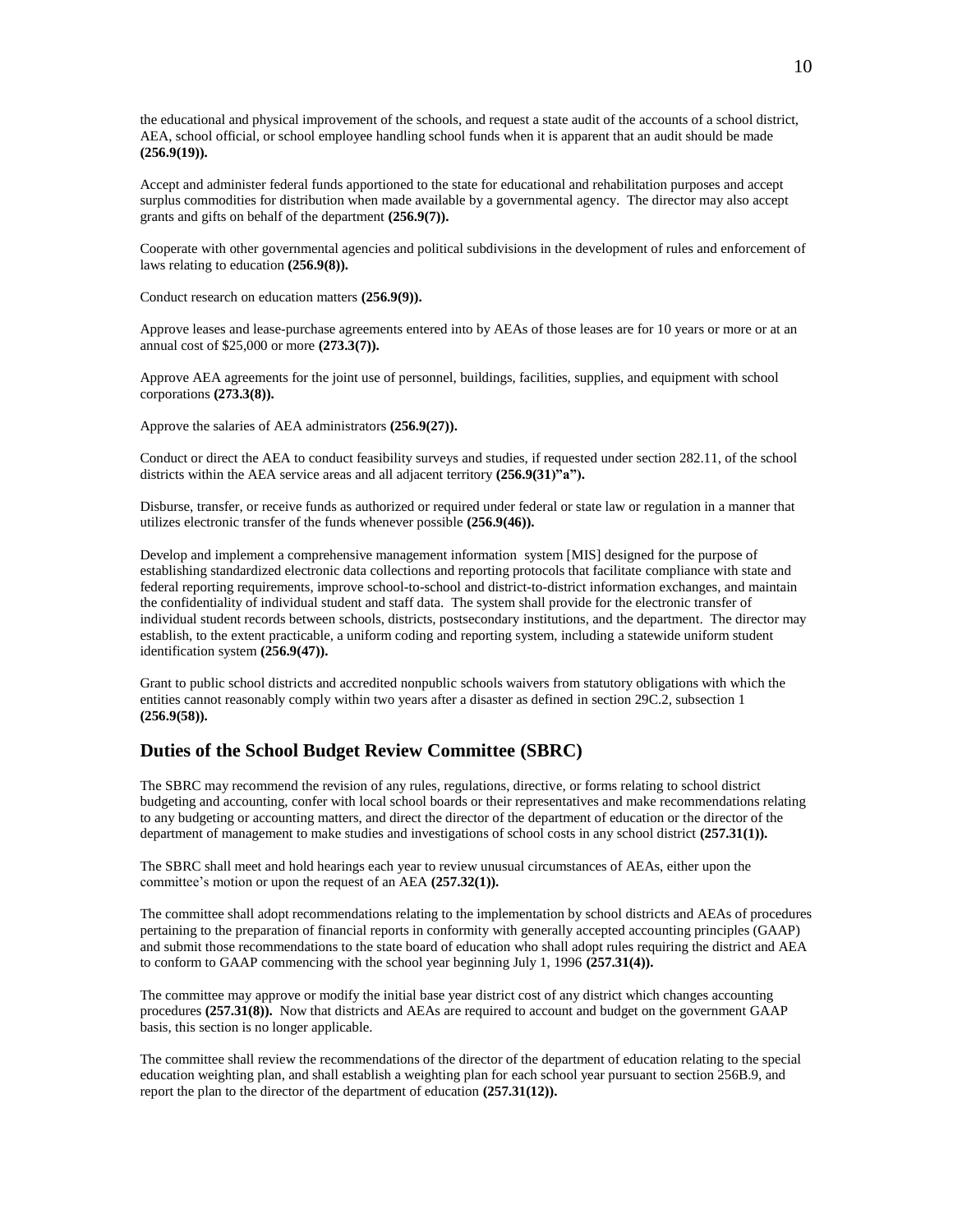the educational and physical improvement of the schools, and request a state audit of the accounts of a school district, AEA, school official, or school employee handling school funds when it is apparent that an audit should be made **(256.9(19)).**

Accept and administer federal funds apportioned to the state for educational and rehabilitation purposes and accept surplus commodities for distribution when made available by a governmental agency. The director may also accept grants and gifts on behalf of the department **(256.9(7)).**

Cooperate with other governmental agencies and political subdivisions in the development of rules and enforcement of laws relating to education **(256.9(8)).**

Conduct research on education matters **(256.9(9)).**

Approve leases and lease-purchase agreements entered into by AEAs of those leases are for 10 years or more or at an annual cost of $25,000 or more **(273.3(7)).**

Approve AEA agreements for the joint use of personnel, buildings, facilities, supplies, and equipment with school corporations **(273.3(8)).**

Approve the salaries of AEA administrators **(256.9(27)).**

Conduct or direct the AEA to conduct feasibility surveys and studies, if requested under section 282.11, of the school districts within the AEA service areas and all adjacent territory **(256.9(31)"a").**

Disburse, transfer, or receive funds as authorized or required under federal or state law or regulation in a manner that utilizes electronic transfer of the funds whenever possible **(256.9(46)).**

Develop and implement a comprehensive management information system [MIS] designed for the purpose of establishing standardized electronic data collections and reporting protocols that facilitate compliance with state and federal reporting requirements, improve school-to-school and district-to-district information exchanges, and maintain the confidentiality of individual student and staff data. The system shall provide for the electronic transfer of individual student records between schools, districts, postsecondary institutions, and the department. The director may establish, to the extent practicable, a uniform coding and reporting system, including a statewide uniform student identification system **(256.9(47)).**

Grant to public school districts and accredited nonpublic schools waivers from statutory obligations with which the entities cannot reasonably comply within two years after a disaster as defined in section 29C.2, subsection 1 **(256.9(58)).**

## Duties of the School Budget Review Committee (SBRC)

The SBRC may recommend the revision of any rules, regulations, directive, or forms relating to school district budgeting and accounting, confer with local school boards or their representatives and make recommendations relating to any budgeting or accounting matters, and direct the director of the department of education or the director of the department of management to make studies and investigations of school costs in any school district **(257.31(1)).**

The SBRC shall meet and hold hearings each year to review unusual circumstances of AEAs, either upon the committee's motion or upon the request of an AEA **(257.32(1)).**

The committee shall adopt recommendations relating to the implementation by school districts and AEAs of procedures pertaining to the preparation of financial reports in conformity with generally accepted accounting principles (GAAP) and submit those recommendations to the state board of education who shall adopt rules requiring the district and AEA to conform to GAAP commencing with the school year beginning July 1, 1996 **(257.31(4)).**

The committee may approve or modify the initial base year district cost of any district which changes accounting procedures **(257.31(8)).** Now that districts and AEAs are required to account and budget on the government GAAP basis, this section is no longer applicable.

The committee shall review the recommendations of the director of the department of education relating to the special education weighting plan, and shall establish a weighting plan for each school year pursuant to section 256B.9, and report the plan to the director of the department of education **(257.31(12)).**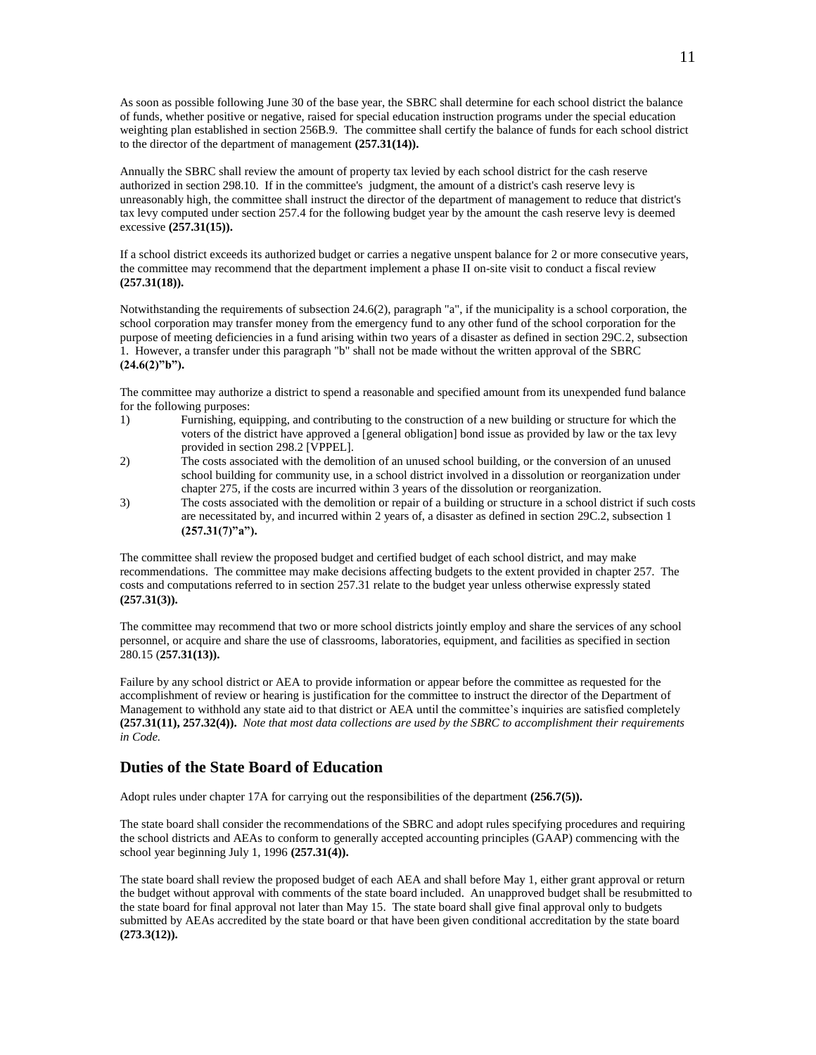As soon as possible following June 30 of the base year, the SBRC shall determine for each school district the balance of funds, whether positive or negative, raised for special education instruction programs under the special education weighting plan established in section 256B.9. The committee shall certify the balance of funds for each school district to the director of the department of management **(257.31(14)).**

Annually the SBRC shall review the amount of property tax levied by each school district for the cash reserve authorized in section 298.10. If in the committee's judgment, the amount of a district's cash reserve levy is unreasonably high, the committee shall instruct the director of the department of management to reduce that district's tax levy computed under section 257.4 for the following budget year by the amount the cash reserve levy is deemed excessive **(257.31(15)).**

If a school district exceeds its authorized budget or carries a negative unspent balance for 2 or more consecutive years, the committee may recommend that the department implement a phase II on-site visit to conduct a fiscal review **(257.31(18)).**

Notwithstanding the requirements of subsection 24.6(2), paragraph "a", if the municipality is a school corporation, the school corporation may transfer money from the emergency fund to any other fund of the school corporation for the purpose of meeting deficiencies in a fund arising within two years of a disaster as defined in section 29C.2, subsection 1. However, a transfer under this paragraph "b" shall not be made without the written approval of the SBRC **(24.6(2)"b").**

The committee may authorize a district to spend a reasonable and specified amount from its unexpended fund balance for the following purposes:

1) Furnishing, equipping, and contributing to the construction of a new building or structure for which the voters of the district have approved a [general obligation] bond issue as provided by law or the tax levy provided in section 298.2 [VPPEL].
2) The costs associated with the demolition of an unused school building, or the conversion of an unused school building for community use, in a school district involved in a dissolution or reorganization under chapter 275, if the costs are incurred within 3 years of the dissolution or reorganization.
3) The costs associated with the demolition or repair of a building or structure in a school district if such costs are necessitated by, and incurred within 2 years of, a disaster as defined in section 29C.2, subsection 1 **(257.31(7)"a").**

The committee shall review the proposed budget and certified budget of each school district, and may make recommendations. The committee may make decisions affecting budgets to the extent provided in chapter 257. The costs and computations referred to in section 257.31 relate to the budget year unless otherwise expressly stated **(257.31(3)).**

The committee may recommend that two or more school districts jointly employ and share the services of any school personnel, or acquire and share the use of classrooms, laboratories, equipment, and facilities as specified in section 280.15 (**257.31(13)).**

Failure by any school district or AEA to provide information or appear before the committee as requested for the accomplishment of review or hearing is justification for the committee to instruct the director of the Department of Management to withhold any state aid to that district or AEA until the committee's inquiries are satisfied completely **(257.31(11), 257.32(4)).** *Note that most data collections are used by the SBRC to accomplishment their requirements in Code.*

## Duties of the State Board of Education

Adopt rules under chapter 17A for carrying out the responsibilities of the department **(256.7(5)).**

The state board shall consider the recommendations of the SBRC and adopt rules specifying procedures and requiring the school districts and AEAs to conform to generally accepted accounting principles (GAAP) commencing with the school year beginning July 1, 1996 **(257.31(4)).**

The state board shall review the proposed budget of each AEA and shall before May 1, either grant approval or return the budget without approval with comments of the state board included. An unapproved budget shall be resubmitted to the state board for final approval not later than May 15. The state board shall give final approval only to budgets submitted by AEAs accredited by the state board or that have been given conditional accreditation by the state board **(273.3(12)).**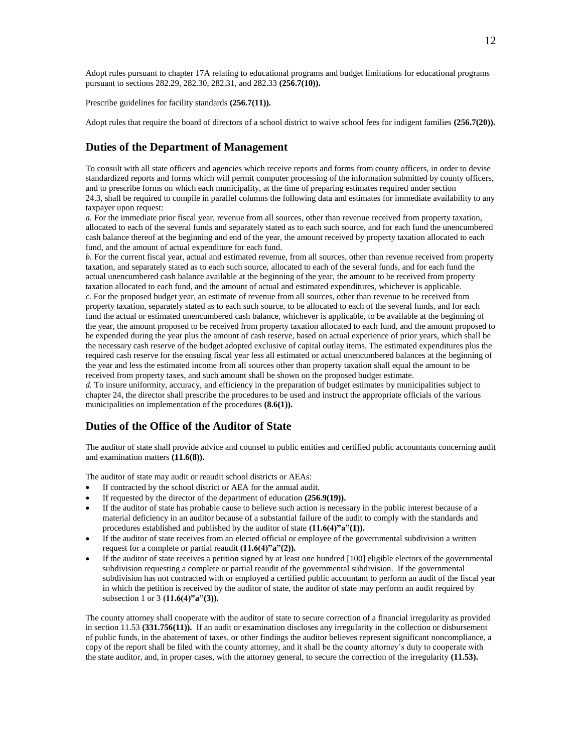Adopt rules pursuant to chapter 17A relating to educational programs and budget limitations for educational programs pursuant to sections 282.29, 282.30, 282.31, and 282.33 **(256.7(10)).**

Prescribe guidelines for facility standards **(256.7(11)).**

Adopt rules that require the board of directors of a school district to waive school fees for indigent families **(256.7(20)).**

## Duties of the Department of Management

To consult with all state officers and agencies which receive reports and forms from county officers, in order to devise standardized reports and forms which will permit computer processing of the information submitted by county officers, and to prescribe forms on which each municipality, at the time of preparing estimates required under section 24.3, shall be required to compile in parallel columns the following data and estimates for immediate availability to any taxpayer upon request:

*a.* For the immediate prior fiscal year, revenue from all sources, other than revenue received from property taxation, allocated to each of the several funds and separately stated as to each such source, and for each fund the unencumbered cash balance thereof at the beginning and end of the year, the amount received by property taxation allocated to each fund, and the amount of actual expenditure for each fund.

*b.* For the current fiscal year, actual and estimated revenue, from all sources, other than revenue received from property taxation, and separately stated as to each such source, allocated to each of the several funds, and for each fund the actual unencumbered cash balance available at the beginning of the year, the amount to be received from property taxation allocated to each fund, and the amount of actual and estimated expenditures, whichever is applicable.

*c.* For the proposed budget year, an estimate of revenue from all sources, other than revenue to be received from property taxation, separately stated as to each such source, to be allocated to each of the several funds, and for each fund the actual or estimated unencumbered cash balance, whichever is applicable, to be available at the beginning of the year, the amount proposed to be received from property taxation allocated to each fund, and the amount proposed to be expended during the year plus the amount of cash reserve, based on actual experience of prior years, which shall be the necessary cash reserve of the budget adopted exclusive of capital outlay items. The estimated expenditures plus the required cash reserve for the ensuing fiscal year less all estimated or actual unencumbered balances at the beginning of the year and less the estimated income from all sources other than property taxation shall equal the amount to be received from property taxes, and such amount shall be shown on the proposed budget estimate.

*d.* To insure uniformity, accuracy, and efficiency in the preparation of budget estimates by municipalities subject to chapter 24, the director shall prescribe the procedures to be used and instruct the appropriate officials of the various municipalities on implementation of the procedures **(8.6(1)).**

## Duties of the Office of the Auditor of State

The auditor of state shall provide advice and counsel to public entities and certified public accountants concerning audit and examination matters **(11.6(8)).**

The auditor of state may audit or reaudit school districts or AEAs:

- If contracted by the school district or AEA for the annual audit.
- If requested by the director of the department of education **(256.9(19)).**
- If the auditor of state has probable cause to believe such action is necessary in the public interest because of a material deficiency in an auditor because of a substantial failure of the audit to comply with the standards and procedures established and published by the auditor of state **(11.6(4)"a"(1)).**
- If the auditor of state receives from an elected official or employee of the governmental subdivision a written request for a complete or partial reaudit **(11.6(4)"a"(2)).**
- If the auditor of state receives a petition signed by at least one hundred [100] eligible electors of the governmental subdivision requesting a complete or partial reaudit of the governmental subdivision. If the governmental subdivision has not contracted with or employed a certified public accountant to perform an audit of the fiscal year in which the petition is received by the auditor of state, the auditor of state may perform an audit required by subsection 1 or 3 **(11.6(4)"a"(3)).**

The county attorney shall cooperate with the auditor of state to secure correction of a financial irregularity as provided in section 11.53 **(331.756(11)).** If an audit or examination discloses any irregularity in the collection or disbursement of public funds, in the abatement of taxes, or other findings the auditor believes represent significant noncompliance, a copy of the report shall be filed with the county attorney, and it shall be the county attorney's duty to cooperate with the state auditor, and, in proper cases, with the attorney general, to secure the correction of the irregularity **(11.53).**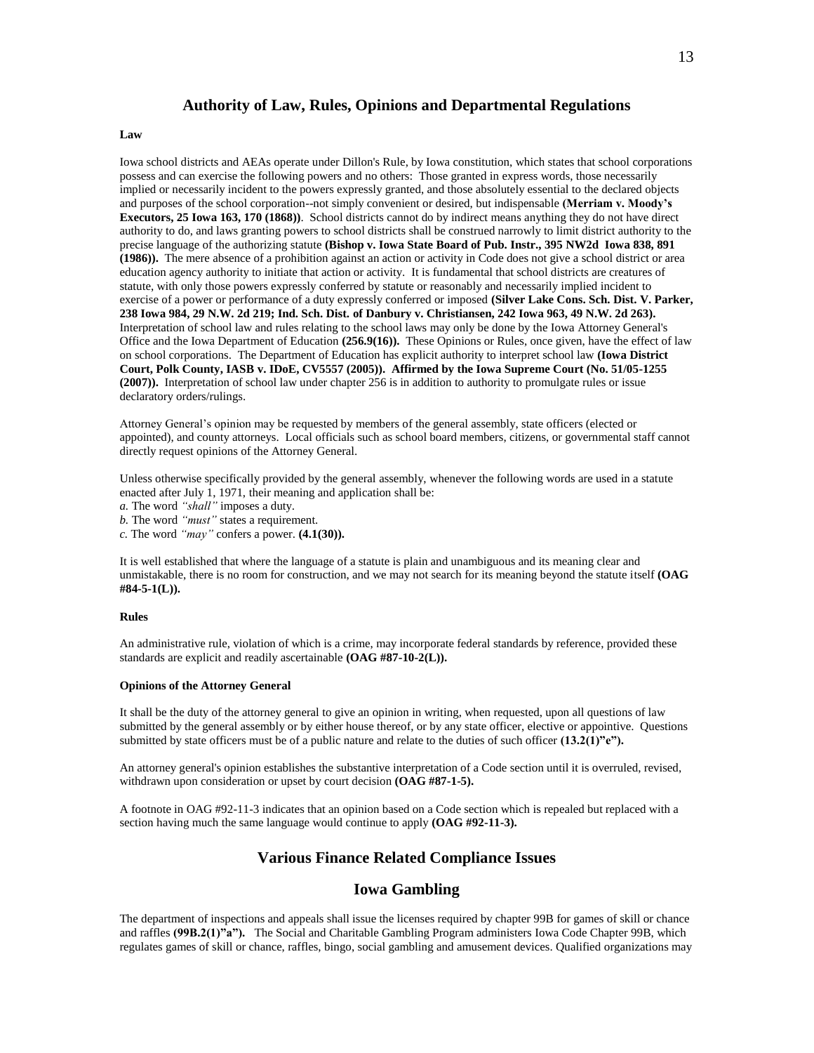## Authority of Law, Rules, Opinions and Departmental Regulations

**Law**

Iowa school districts and AEAs operate under Dillon's Rule, by Iowa constitution, which states that school corporations possess and can exercise the following powers and no others: Those granted in express words, those necessarily implied or necessarily incident to the powers expressly granted, and those absolutely essential to the declared objects and purposes of the school corporation--not simply convenient or desired, but indispensable **(Merriam v. Moody's Executors, 25 Iowa 163, 170 (1868))**. School districts cannot do by indirect means anything they do not have direct authority to do, and laws granting powers to school districts shall be construed narrowly to limit district authority to the precise language of the authorizing statute **(Bishop v. Iowa State Board of Pub. Instr., 395 NW2d Iowa 838, 891 (1986)).** The mere absence of a prohibition against an action or activity in Code does not give a school district or area education agency authority to initiate that action or activity. It is fundamental that school districts are creatures of statute, with only those powers expressly conferred by statute or reasonably and necessarily implied incident to exercise of a power or performance of a duty expressly conferred or imposed **(Silver Lake Cons. Sch. Dist. V. Parker, 238 Iowa 984, 29 N.W. 2d 219; Ind. Sch. Dist. of Danbury v. Christiansen, 242 Iowa 963, 49 N.W. 2d 263).** Interpretation of school law and rules relating to the school laws may only be done by the Iowa Attorney General's Office and the Iowa Department of Education **(256.9(16)).** These Opinions or Rules, once given, have the effect of law on school corporations. The Department of Education has explicit authority to interpret school law **(Iowa District Court, Polk County, IASB v. IDoE, CV5557 (2005)). Affirmed by the Iowa Supreme Court (No. 51/05-1255 (2007)).** Interpretation of school law under chapter 256 is in addition to authority to promulgate rules or issue declaratory orders/rulings.

Attorney General's opinion may be requested by members of the general assembly, state officers (elected or appointed), and county attorneys. Local officials such as school board members, citizens, or governmental staff cannot directly request opinions of the Attorney General.

Unless otherwise specifically provided by the general assembly, whenever the following words are used in a statute enacted after July 1, 1971, their meaning and application shall be:
*a.* The word *"shall"* imposes a duty.
*b.* The word *"must"* states a requirement.
*c.* The word *"may"* confers a power. **(4.1(30)).**

It is well established that where the language of a statute is plain and unambiguous and its meaning clear and unmistakable, there is no room for construction, and we may not search for its meaning beyond the statute itself **(OAG #84-5-1(L)).**

**Rules**

An administrative rule, violation of which is a crime, may incorporate federal standards by reference, provided these standards are explicit and readily ascertainable **(OAG #87-10-2(L)).**

**Opinions of the Attorney General**

It shall be the duty of the attorney general to give an opinion in writing, when requested, upon all questions of law submitted by the general assembly or by either house thereof, or by any state officer, elective or appointive. Questions submitted by state officers must be of a public nature and relate to the duties of such officer **(13.2(1)"e").**

An attorney general's opinion establishes the substantive interpretation of a Code section until it is overruled, revised, withdrawn upon consideration or upset by court decision **(OAG #87-1-5).**

A footnote in OAG #92-11-3 indicates that an opinion based on a Code section which is repealed but replaced with a section having much the same language would continue to apply **(OAG #92-11-3).**

## Various Finance Related Compliance Issues

## Iowa Gambling

The department of inspections and appeals shall issue the licenses required by chapter 99B for games of skill or chance and raffles **(99B.2(1)"a").** The Social and Charitable Gambling Program administers Iowa Code Chapter 99B, which regulates games of skill or chance, raffles, bingo, social gambling and amusement devices. Qualified organizations may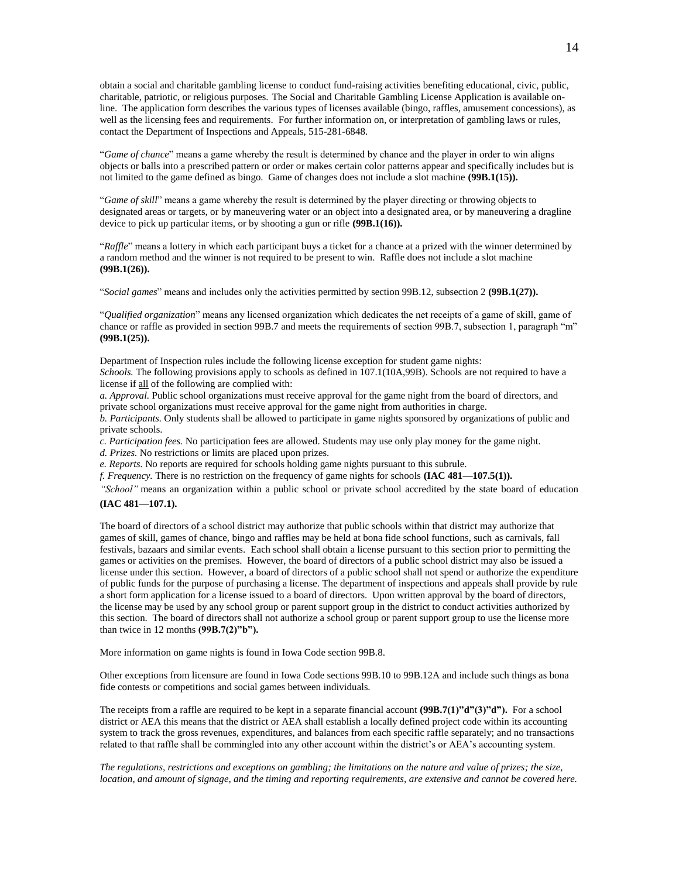obtain a social and charitable gambling license to conduct fund-raising activities benefiting educational, civic, public, charitable, patriotic, or religious purposes. The Social and Charitable Gambling License Application is available on-line. The application form describes the various types of licenses available (bingo, raffles, amusement concessions), as well as the licensing fees and requirements. For further information on, or interpretation of gambling laws or rules, contact the Department of Inspections and Appeals, 515-281-6848.

"*Game of chance*" means a game whereby the result is determined by chance and the player in order to win aligns objects or balls into a prescribed pattern or order or makes certain color patterns appear and specifically includes but is not limited to the game defined as bingo. Game of changes does not include a slot machine **(99B.1(15)).**

"*Game of skill*" means a game whereby the result is determined by the player directing or throwing objects to designated areas or targets, or by maneuvering water or an object into a designated area, or by maneuvering a dragline device to pick up particular items, or by shooting a gun or rifle **(99B.1(16)).**

"*Raffle*" means a lottery in which each participant buys a ticket for a chance at a prized with the winner determined by a random method and the winner is not required to be present to win. Raffle does not include a slot machine **(99B.1(26)).**

"*Social games*" means and includes only the activities permitted by section 99B.12, subsection 2 **(99B.1(27)).**

"*Qualified organization*" means any licensed organization which dedicates the net receipts of a game of skill, game of chance or raffle as provided in section 99B.7 and meets the requirements of section 99B.7, subsection 1, paragraph "m" **(99B.1(25)).**

Department of Inspection rules include the following license exception for student game nights:
*Schools.* The following provisions apply to schools as defined in 107.1(10A,99B). Schools are not required to have a license if <u>all</u> of the following are complied with:
*a. Approval.* Public school organizations must receive approval for the game night from the board of directors, and private school organizations must receive approval for the game night from authorities in charge.
*b. Participants.* Only students shall be allowed to participate in game nights sponsored by organizations of public and private schools.
*c. Participation fees.* No participation fees are allowed. Students may use only play money for the game night.
*d. Prizes.* No restrictions or limits are placed upon prizes.
*e. Reports.* No reports are required for schools holding game nights pursuant to this subrule.
*f. Frequency.* There is no restriction on the frequency of game nights for schools **(IAC 481—107.5(1)).**
*"School"* means an organization within a public school or private school accredited by the state board of education **(IAC 481—107.1).**

The board of directors of a school district may authorize that public schools within that district may authorize that games of skill, games of chance, bingo and raffles may be held at bona fide school functions, such as carnivals, fall festivals, bazaars and similar events. Each school shall obtain a license pursuant to this section prior to permitting the games or activities on the premises. However, the board of directors of a public school district may also be issued a license under this section. However, a board of directors of a public school shall not spend or authorize the expenditure of public funds for the purpose of purchasing a license. The department of inspections and appeals shall provide by rule a short form application for a license issued to a board of directors. Upon written approval by the board of directors, the license may be used by any school group or parent support group in the district to conduct activities authorized by this section. The board of directors shall not authorize a school group or parent support group to use the license more than twice in 12 months **(99B.7(2)"b").**

More information on game nights is found in Iowa Code section 99B.8.

Other exceptions from licensure are found in Iowa Code sections 99B.10 to 99B.12A and include such things as bona fide contests or competitions and social games between individuals.

The receipts from a raffle are required to be kept in a separate financial account **(99B.7(1)"d"(3)"d").** For a school district or AEA this means that the district or AEA shall establish a locally defined project code within its accounting system to track the gross revenues, expenditures, and balances from each specific raffle separately; and no transactions related to that raffle shall be commingled into any other account within the district's or AEA's accounting system.

*The regulations, restrictions and exceptions on gambling; the limitations on the nature and value of prizes; the size, location, and amount of signage, and the timing and reporting requirements, are extensive and cannot be covered here.*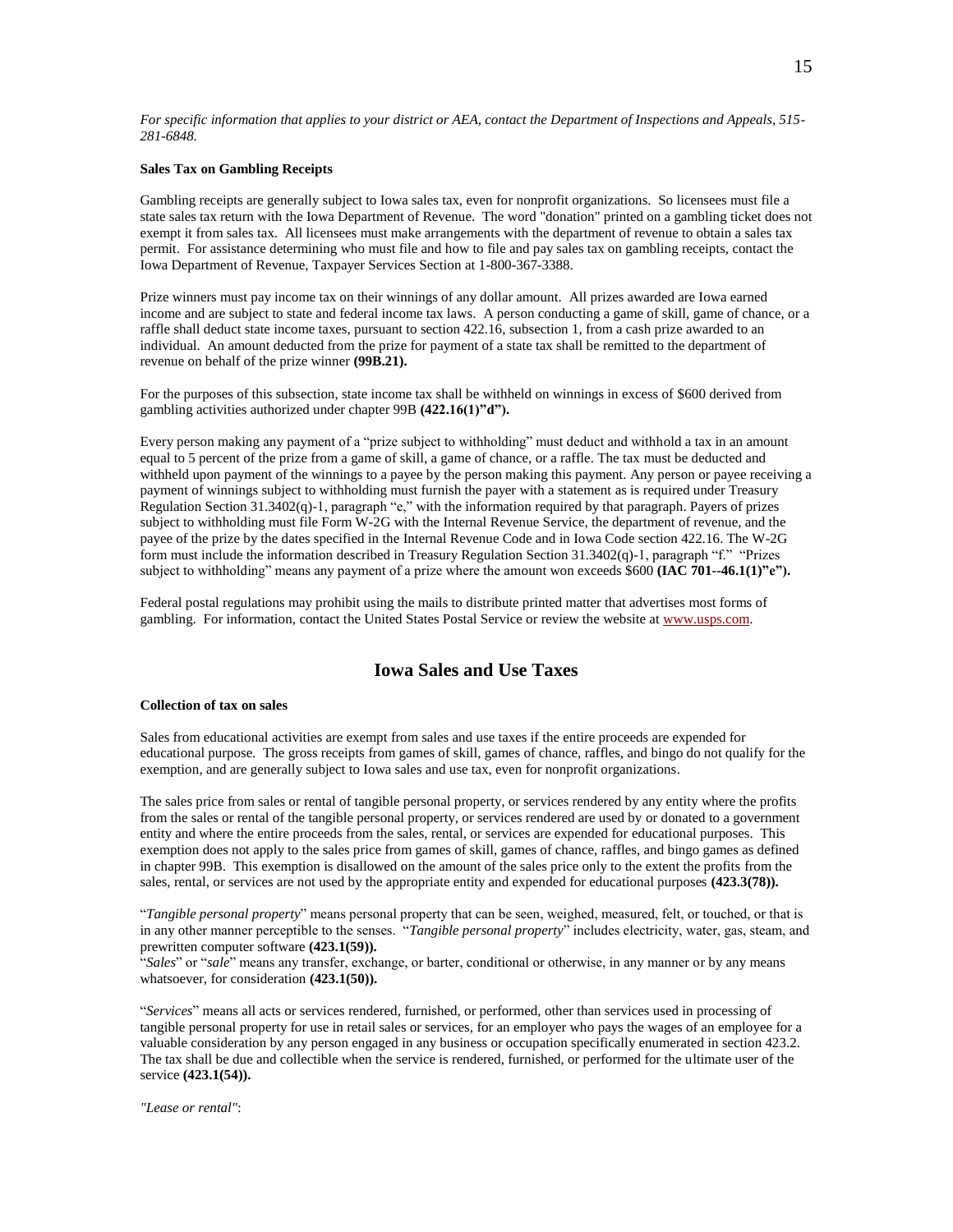*For specific information that applies to your district or AEA, contact the Department of Inspections and Appeals, 515-281-6848.*

**Sales Tax on Gambling Receipts**

Gambling receipts are generally subject to Iowa sales tax, even for nonprofit organizations. So licensees must file a state sales tax return with the Iowa Department of Revenue. The word "donation" printed on a gambling ticket does not exempt it from sales tax. All licensees must make arrangements with the department of revenue to obtain a sales tax permit. For assistance determining who must file and how to file and pay sales tax on gambling receipts, contact the Iowa Department of Revenue, Taxpayer Services Section at 1-800-367-3388.

Prize winners must pay income tax on their winnings of any dollar amount. All prizes awarded are Iowa earned income and are subject to state and federal income tax laws. A person conducting a game of skill, game of chance, or a raffle shall deduct state income taxes, pursuant to section 422.16, subsection 1, from a cash prize awarded to an individual. An amount deducted from the prize for payment of a state tax shall be remitted to the department of revenue on behalf of the prize winner **(99B.21).**

For the purposes of this subsection, state income tax shall be withheld on winnings in excess of $600 derived from gambling activities authorized under chapter 99B **(422.16(1)"d").**

Every person making any payment of a "prize subject to withholding" must deduct and withhold a tax in an amount equal to 5 percent of the prize from a game of skill, a game of chance, or a raffle. The tax must be deducted and withheld upon payment of the winnings to a payee by the person making this payment. Any person or payee receiving a payment of winnings subject to withholding must furnish the payer with a statement as is required under Treasury Regulation Section 31.3402(q)-1, paragraph "e," with the information required by that paragraph. Payers of prizes subject to withholding must file Form W-2G with the Internal Revenue Service, the department of revenue, and the payee of the prize by the dates specified in the Internal Revenue Code and in Iowa Code section 422.16. The W-2G form must include the information described in Treasury Regulation Section 31.3402(q)-1, paragraph "f." "Prizes subject to withholding" means any payment of a prize where the amount won exceeds $600 **(IAC 701--46.1(1)"e").**

Federal postal regulations may prohibit using the mails to distribute printed matter that advertises most forms of gambling. For information, contact the United States Postal Service or review the website at www.usps.com.

## Iowa Sales and Use Taxes

**Collection of tax on sales**

Sales from educational activities are exempt from sales and use taxes if the entire proceeds are expended for educational purpose. The gross receipts from games of skill, games of chance, raffles, and bingo do not qualify for the exemption, and are generally subject to Iowa sales and use tax, even for nonprofit organizations.

The sales price from sales or rental of tangible personal property, or services rendered by any entity where the profits from the sales or rental of the tangible personal property, or services rendered are used by or donated to a government entity and where the entire proceeds from the sales, rental, or services are expended for educational purposes. This exemption does not apply to the sales price from games of skill, games of chance, raffles, and bingo games as defined in chapter 99B. This exemption is disallowed on the amount of the sales price only to the extent the profits from the sales, rental, or services are not used by the appropriate entity and expended for educational purposes **(423.3(78)).**

"*Tangible personal property*" means personal property that can be seen, weighed, measured, felt, or touched, or that is in any other manner perceptible to the senses. "*Tangible personal property*" includes electricity, water, gas, steam, and prewritten computer software **(423.1(59)).**
"*Sales*" or "*sale*" means any transfer, exchange, or barter, conditional or otherwise, in any manner or by any means whatsoever, for consideration **(423.1(50)).**

"*Services*" means all acts or services rendered, furnished, or performed, other than services used in processing of tangible personal property for use in retail sales or services, for an employer who pays the wages of an employee for a valuable consideration by any person engaged in any business or occupation specifically enumerated in section 423.2. The tax shall be due and collectible when the service is rendered, furnished, or performed for the ultimate user of the service **(423.1(54)).**

*"Lease or rental"*: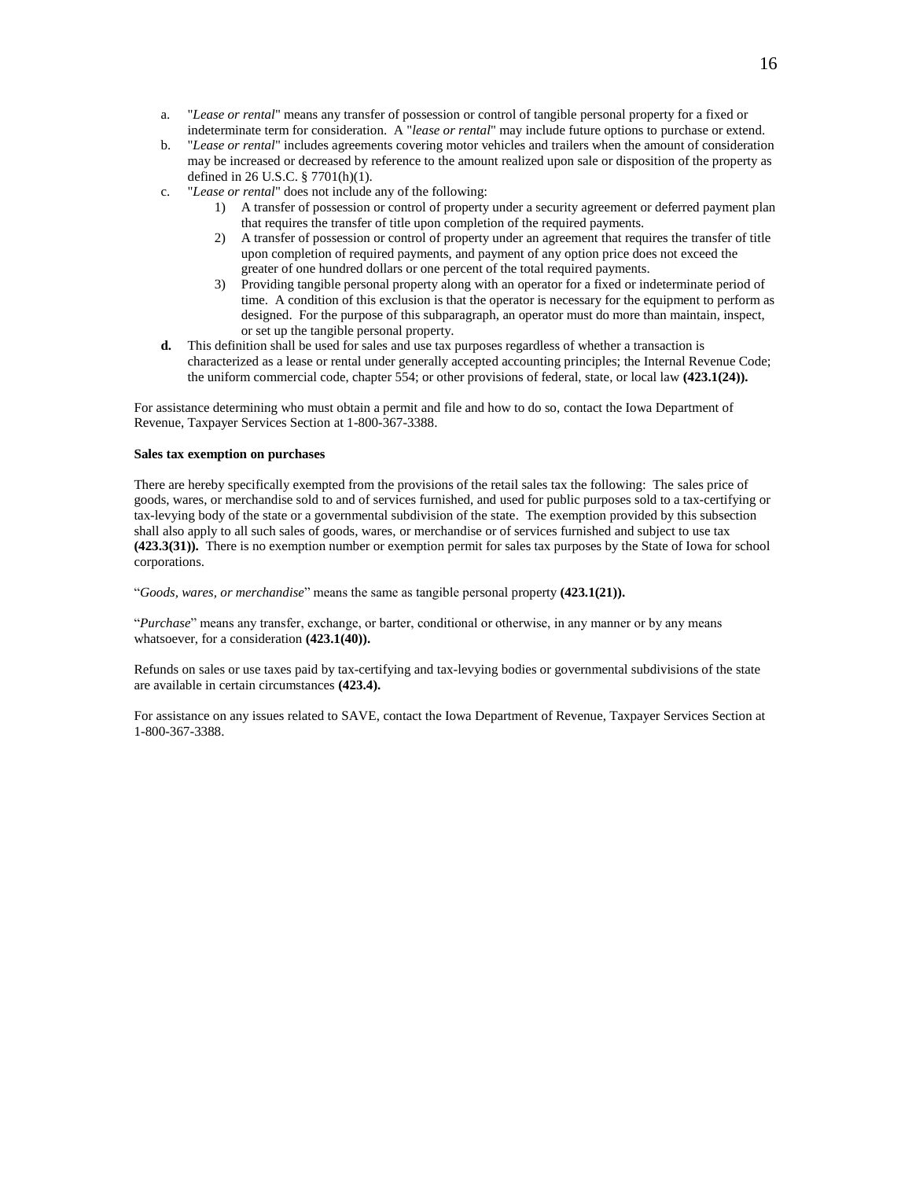a. "*Lease or rental*" means any transfer of possession or control of tangible personal property for a fixed or indeterminate term for consideration. A "*lease or rental*" may include future options to purchase or extend.

b. "*Lease or rental*" includes agreements covering motor vehicles and trailers when the amount of consideration may be increased or decreased by reference to the amount realized upon sale or disposition of the property as defined in 26 U.S.C. § 7701(h)(1).

c. "*Lease or rental*" does not include any of the following:

   1) A transfer of possession or control of property under a security agreement or deferred payment plan that requires the transfer of title upon completion of the required payments.
   2) A transfer of possession or control of property under an agreement that requires the transfer of title upon completion of required payments, and payment of any option price does not exceed the greater of one hundred dollars or one percent of the total required payments.
   3) Providing tangible personal property along with an operator for a fixed or indeterminate period of time. A condition of this exclusion is that the operator is necessary for the equipment to perform as designed. For the purpose of this subparagraph, an operator must do more than maintain, inspect, or set up the tangible personal property.

**d.** This definition shall be used for sales and use tax purposes regardless of whether a transaction is characterized as a lease or rental under generally accepted accounting principles; the Internal Revenue Code; the uniform commercial code, chapter 554; or other provisions of federal, state, or local law **(423.1(24)).**

For assistance determining who must obtain a permit and file and how to do so, contact the Iowa Department of Revenue, Taxpayer Services Section at 1-800-367-3388.

**Sales tax exemption on purchases**

There are hereby specifically exempted from the provisions of the retail sales tax the following: The sales price of goods, wares, or merchandise sold to and of services furnished, and used for public purposes sold to a tax-certifying or tax-levying body of the state or a governmental subdivision of the state. The exemption provided by this subsection shall also apply to all such sales of goods, wares, or merchandise or of services furnished and subject to use tax **(423.3(31)).** There is no exemption number or exemption permit for sales tax purposes by the State of Iowa for school corporations.

"*Goods, wares, or merchandise*" means the same as tangible personal property **(423.1(21)).**

"*Purchase*" means any transfer, exchange, or barter, conditional or otherwise, in any manner or by any means whatsoever, for a consideration **(423.1(40)).**

Refunds on sales or use taxes paid by tax-certifying and tax-levying bodies or governmental subdivisions of the state are available in certain circumstances **(423.4).**

For assistance on any issues related to SAVE, contact the Iowa Department of Revenue, Taxpayer Services Section at 1-800-367-3388.